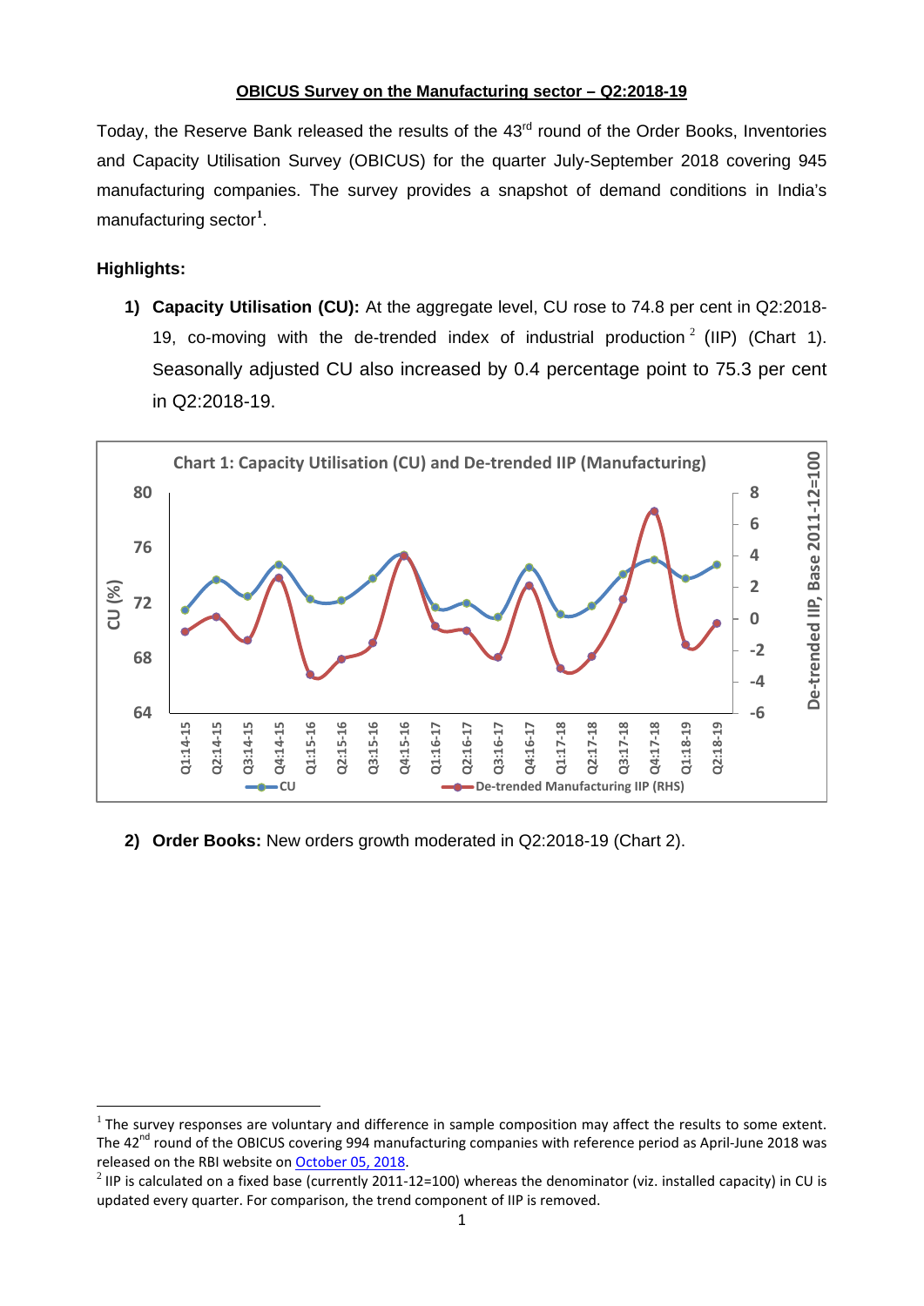**OBICUS Survey on the Manufacturing sector – Q2:2018-19**

Today, the Reserve Bank released the results of the 43rd round of the Order Books, Inventories and Capacity Utilisation Survey (OBICUS) for the quarter July-September 2018 covering 945 manufacturing companies. The survey provides a snapshot of demand conditions in India's manufacturing sector[1].

**Highlights:**

1) **Capacity Utilisation (CU):** At the aggregate level, CU rose to 74.8 per cent in Q2:2018-19, co-moving with the de-trended index of industrial production[2] (IIP) (Chart 1). Seasonally adjusted CU also increased by 0.4 percentage point to 75.3 per cent in Q2:2018-19.

Chart 1: Capacity Utilisation (CU) and De-trended IIP (Manufacturing)

2) **Order Books:** New orders growth moderated in Q2:2018-19 (Chart 2).

---

[1] The survey responses are voluntary and difference in sample composition may affect the results to some extent. The 42nd round of the OBICUS covering 994 manufacturing companies with reference period as April-June 2018 was released on the RBI website on October 05, 2018.

[2] IIP is calculated on a fixed base (currently 2011-12=100) whereas the denominator (viz. installed capacity) in CU is updated every quarter. For comparison, the trend component of IIP is removed.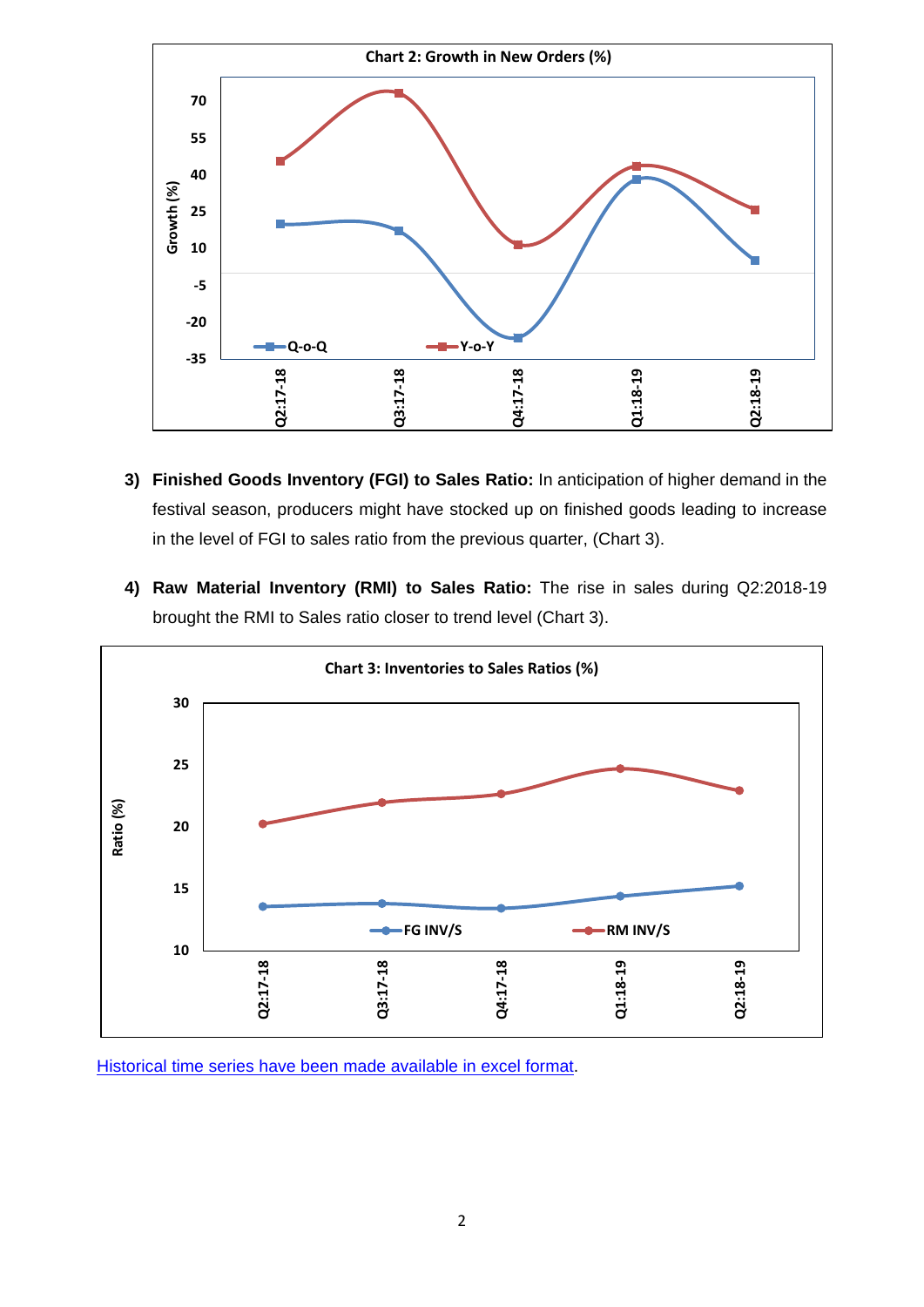**Chart 2: Growth in New Orders (%)**

**3) Finished Goods Inventory (FGI) to Sales Ratio:** In anticipation of higher demand in the festival season, producers might have stocked up on finished goods leading to increase in the level of FGI to sales ratio from the previous quarter, (Chart 3).

**4) Raw Material Inventory (RMI) to Sales Ratio:** The rise in sales during Q2:2018-19 brought the RMI to Sales ratio closer to trend level (Chart 3).

**Chart 3: Inventories to Sales Ratios (%)**

[Historical time series have been made available in excel format](#).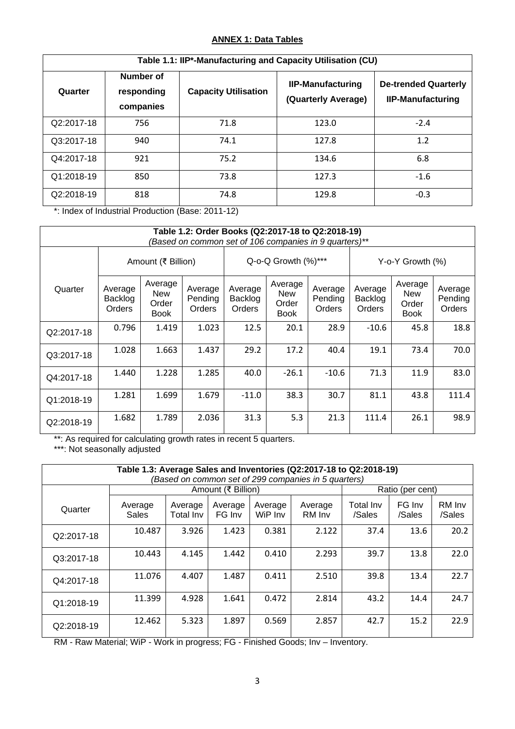## ANNEX 1: Data Tables

| Table 1.1: IIP*-Manufacturing and Capacity Utilisation (CU) | | | | |
|---|---|---|---|---|
| Quarter | Number of responding companies | Capacity Utilisation | IIP-Manufacturing (Quarterly Average) | De-trended Quarterly IIP-Manufacturing |
| Q2:2017-18 | 756 | 71.8 | 123.0 | -2.4 |
| Q3:2017-18 | 940 | 74.1 | 127.8 | 1.2 |
| Q4:2017-18 | 921 | 75.2 | 134.6 | 6.8 |
| Q1:2018-19 | 850 | 73.8 | 127.3 | -1.6 |
| Q2:2018-19 | 818 | 74.8 | 129.8 | -0.3 |

*: Index of Industrial Production (Base: 2011-12)

**Table 1.2: Order Books (Q2:2017-18 to Q2:2018-19)**
*(Based on common set of 106 companies in 9 quarters)***

| Quarter | Amount (₹ Billion) | | | Q-o-Q Growth (%)*** | | | Y-o-Y Growth (%) | | |
|---|---|---|---|---|---|---|---|---|---|
| | Average Backlog Orders | Average New Order Book | Average Pending Orders | Average Backlog Orders | Average New Order Book | Average Pending Orders | Average Backlog Orders | Average New Order Book | Average Pending Orders |
| Q2:2017-18 | 0.796 | 1.419 | 1.023 | 12.5 | 20.1 | 28.9 | -10.6 | 45.8 | 18.8 |
| Q3:2017-18 | 1.028 | 1.663 | 1.437 | 29.2 | 17.2 | 40.4 | 19.1 | 73.4 | 70.0 |
| Q4:2017-18 | 1.440 | 1.228 | 1.285 | 40.0 | -26.1 | -10.6 | 71.3 | 11.9 | 83.0 |
| Q1:2018-19 | 1.281 | 1.699 | 1.679 | -11.0 | 38.3 | 30.7 | 81.1 | 43.8 | 111.4 |
| Q2:2018-19 | 1.682 | 1.789 | 2.036 | 31.3 | 5.3 | 21.3 | 111.4 | 26.1 | 98.9 |

**: As required for calculating growth rates in recent 5 quarters.
***: Not seasonally adjusted

**Table 1.3: Average Sales and Inventories (Q2:2017-18 to Q2:2018-19)**
*(Based on common set of 299 companies in 5 quarters)*

| Quarter | Amount (₹ Billion) | | | | | Ratio (per cent) | | |
|---|---|---|---|---|---|---|---|---|
| | Average Sales | Average Total Inv | Average FG Inv | Average WiP Inv | Average RM Inv | Total Inv /Sales | FG Inv /Sales | RM Inv /Sales |
| Q2:2017-18 | 10.487 | 3.926 | 1.423 | 0.381 | 2.122 | 37.4 | 13.6 | 20.2 |
| Q3:2017-18 | 10.443 | 4.145 | 1.442 | 0.410 | 2.293 | 39.7 | 13.8 | 22.0 |
| Q4:2017-18 | 11.076 | 4.407 | 1.487 | 0.411 | 2.510 | 39.8 | 13.4 | 22.7 |
| Q1:2018-19 | 11.399 | 4.928 | 1.641 | 0.472 | 2.814 | 43.2 | 14.4 | 24.7 |
| Q2:2018-19 | 12.462 | 5.323 | 1.897 | 0.569 | 2.857 | 42.7 | 15.2 | 22.9 |

RM - Raw Material; WiP - Work in progress; FG - Finished Goods; Inv – Inventory.